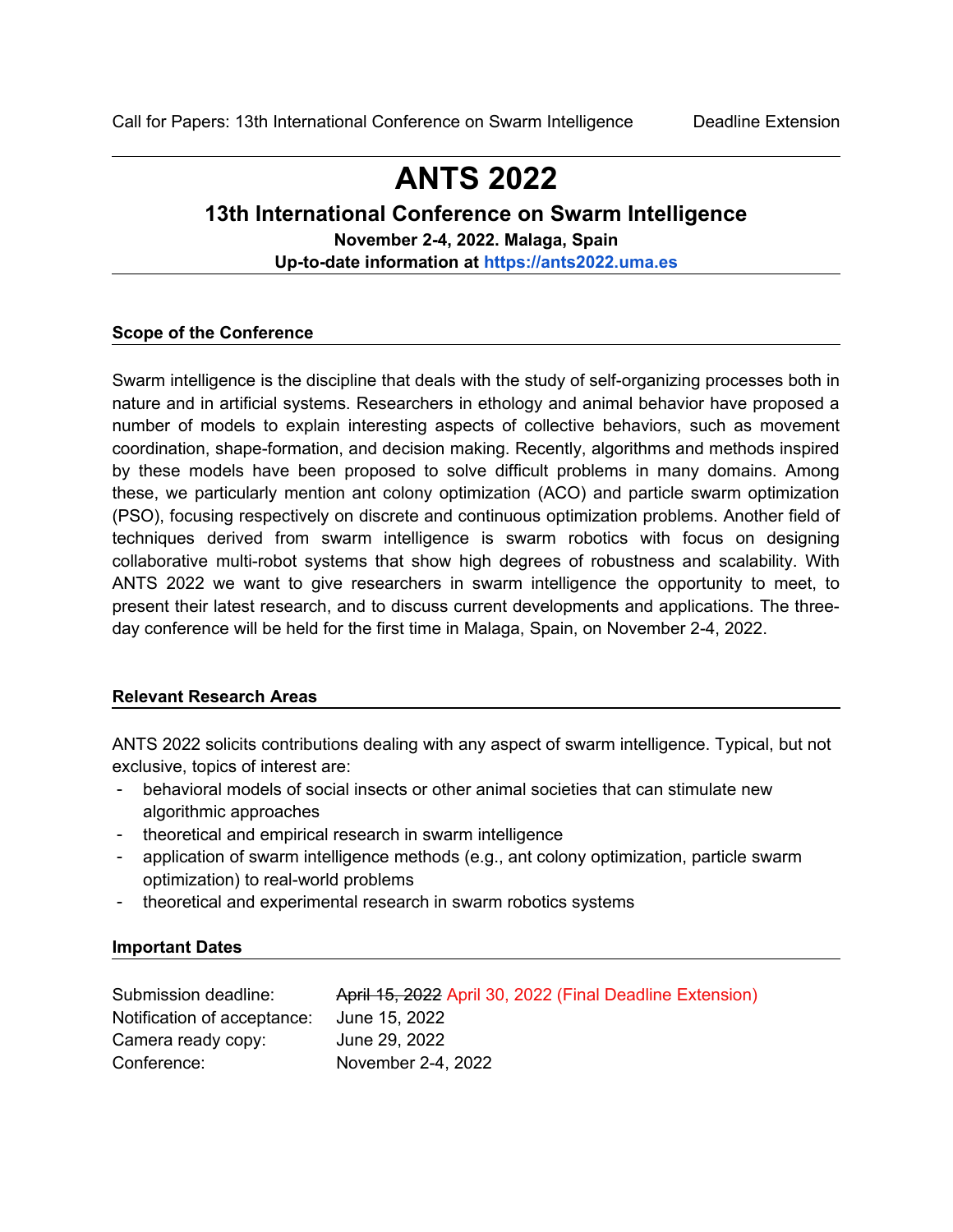# ANTS 2022

## 13th International Conference on Swarm Intelligence

**November 2-4, 2022. Malaga, Spain**

**Up-to-date information at https://ants2022.uma.es**

### Scope of the Conference

Swarm intelligence is the discipline that deals with the study of self-organizing processes both in nature and in artificial systems. Researchers in ethology and animal behavior have proposed a number of models to explain interesting aspects of collective behaviors, such as movement coordination, shape-formation, and decision making. Recently, algorithms and methods inspired by these models have been proposed to solve difficult problems in many domains. Among these, we particularly mention ant colony optimization (ACO) and particle swarm optimization (PSO), focusing respectively on discrete and continuous optimization problems. Another field of techniques derived from swarm intelligence is swarm robotics with focus on designing collaborative multi-robot systems that show high degrees of robustness and scalability. With ANTS 2022 we want to give researchers in swarm intelligence the opportunity to meet, to present their latest research, and to discuss current developments and applications. The three-day conference will be held for the first time in Malaga, Spain, on November 2-4, 2022.

### Relevant Research Areas

ANTS 2022 solicits contributions dealing with any aspect of swarm intelligence. Typical, but not exclusive, topics of interest are:

- behavioral models of social insects or other animal societies that can stimulate new algorithmic approaches
- theoretical and empirical research in swarm intelligence
- application of swarm intelligence methods (e.g., ant colony optimization, particle swarm optimization) to real-world problems
- theoretical and experimental research in swarm robotics systems

### Important Dates

| | |
|---|---|
| Submission deadline: | ~~April 15, 2022~~ April 30, 2022 (Final Deadline Extension) |
| Notification of acceptance: | June 15, 2022 |
| Camera ready copy: | June 29, 2022 |
| Conference: | November 2-4, 2022 |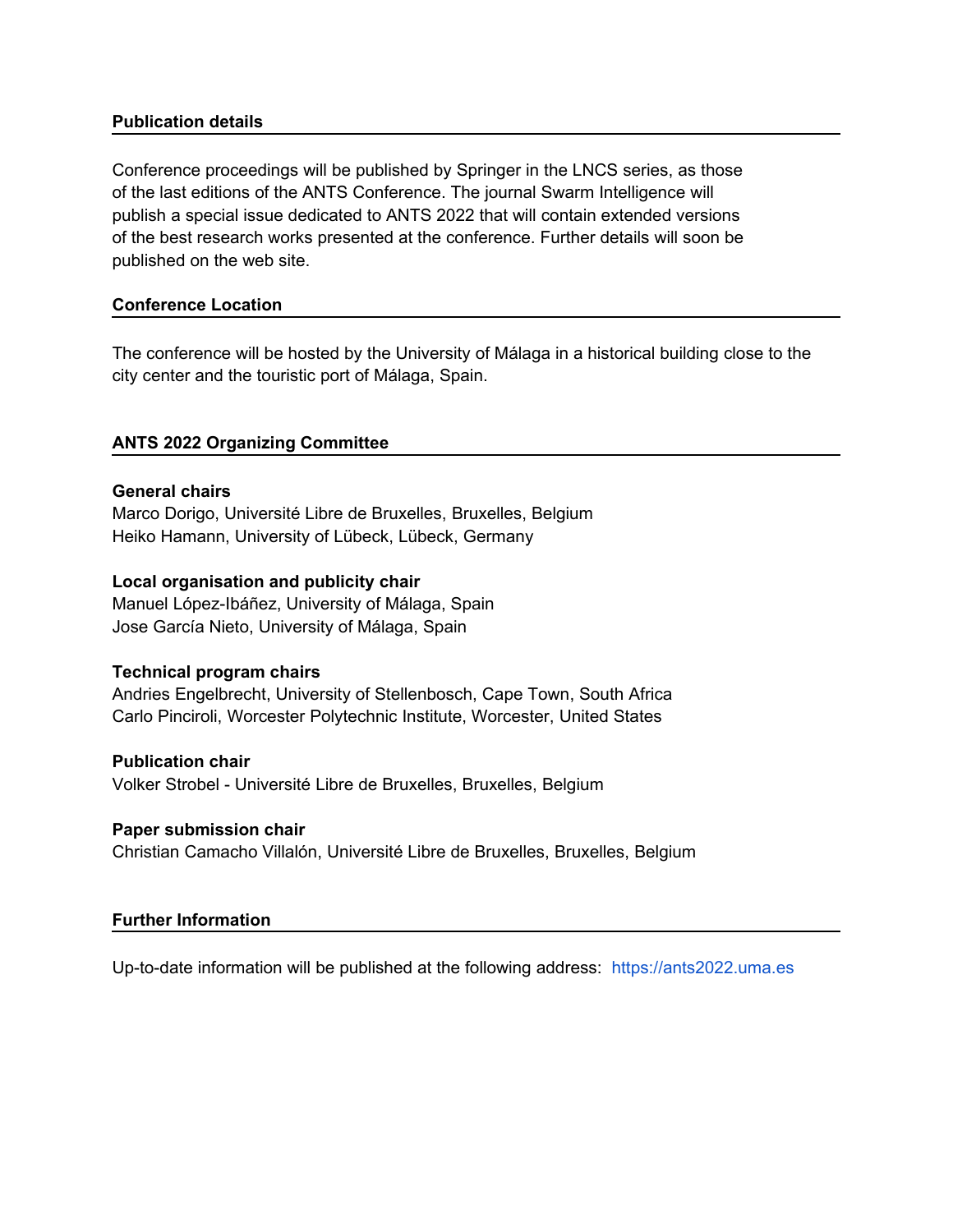## Publication details

Conference proceedings will be published by Springer in the LNCS series, as those of the last editions of the ANTS Conference. The journal Swarm Intelligence will publish a special issue dedicated to ANTS 2022 that will contain extended versions of the best research works presented at the conference. Further details will soon be published on the web site.

## Conference Location

The conference will be hosted by the University of Málaga in a historical building close to the city center and the touristic port of Málaga, Spain.

## ANTS 2022 Organizing Committee

**General chairs**
Marco Dorigo, Université Libre de Bruxelles, Bruxelles, Belgium
Heiko Hamann, University of Lübeck, Lübeck, Germany

**Local organisation and publicity chair**
Manuel López-Ibáñez, University of Málaga, Spain
Jose García Nieto, University of Málaga, Spain

**Technical program chairs**
Andries Engelbrecht, University of Stellenbosch, Cape Town, South Africa
Carlo Pinciroli, Worcester Polytechnic Institute, Worcester, United States

**Publication chair**
Volker Strobel - Université Libre de Bruxelles, Bruxelles, Belgium

**Paper submission chair**
Christian Camacho Villalón, Université Libre de Bruxelles, Bruxelles, Belgium

## Further Information

Up-to-date information will be published at the following address: https://ants2022.uma.es